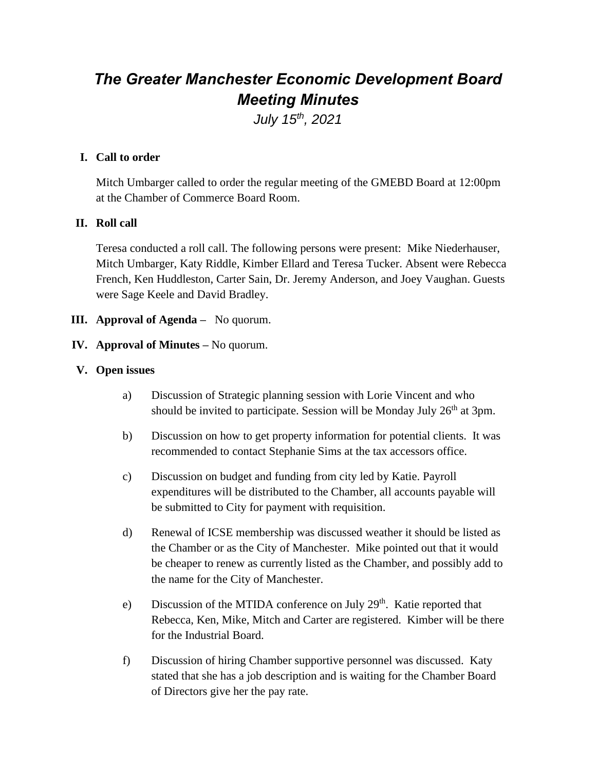# *The Greater Manchester Economic Development Board Meeting Minutes*

*July 15th, 2021*

**I. Call to order**

Mitch Umbarger called to order the regular meeting of the GMEBD Board at 12:00pm at the Chamber of Commerce Board Room.

**II. Roll call**

Teresa conducted a roll call. The following persons were present: Mike Niederhauser, Mitch Umbarger, Katy Riddle, Kimber Ellard and Teresa Tucker. Absent were Rebecca French, Ken Huddleston, Carter Sain, Dr. Jeremy Anderson, and Joey Vaughan. Guests were Sage Keele and David Bradley.

**III. Approval of Agenda –** No quorum.

**IV. Approval of Minutes –** No quorum.

**V. Open issues**

a) Discussion of Strategic planning session with Lorie Vincent and who should be invited to participate. Session will be Monday July 26th at 3pm.

b) Discussion on how to get property information for potential clients. It was recommended to contact Stephanie Sims at the tax accessors office.

c) Discussion on budget and funding from city led by Katie. Payroll expenditures will be distributed to the Chamber, all accounts payable will be submitted to City for payment with requisition.

d) Renewal of ICSE membership was discussed weather it should be listed as the Chamber or as the City of Manchester. Mike pointed out that it would be cheaper to renew as currently listed as the Chamber, and possibly add to the name for the City of Manchester.

e) Discussion of the MTIDA conference on July 29th. Katie reported that Rebecca, Ken, Mike, Mitch and Carter are registered. Kimber will be there for the Industrial Board.

f) Discussion of hiring Chamber supportive personnel was discussed. Katy stated that she has a job description and is waiting for the Chamber Board of Directors give her the pay rate.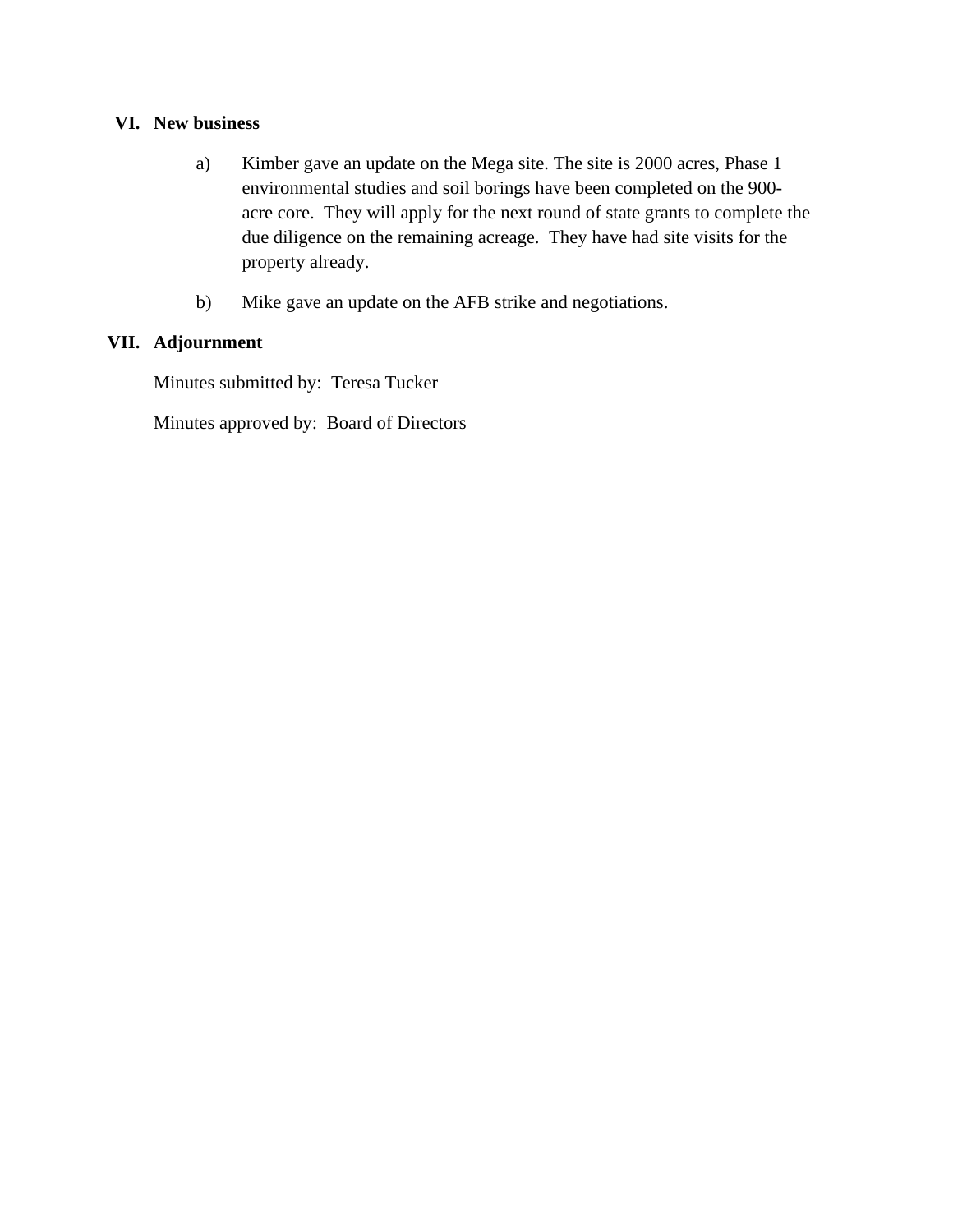## VI. New business

a) Kimber gave an update on the Mega site. The site is 2000 acres, Phase 1 environmental studies and soil borings have been completed on the 900-acre core. They will apply for the next round of state grants to complete the due diligence on the remaining acreage. They have had site visits for the property already.

b) Mike gave an update on the AFB strike and negotiations.

## VII. Adjournment

Minutes submitted by: Teresa Tucker

Minutes approved by: Board of Directors